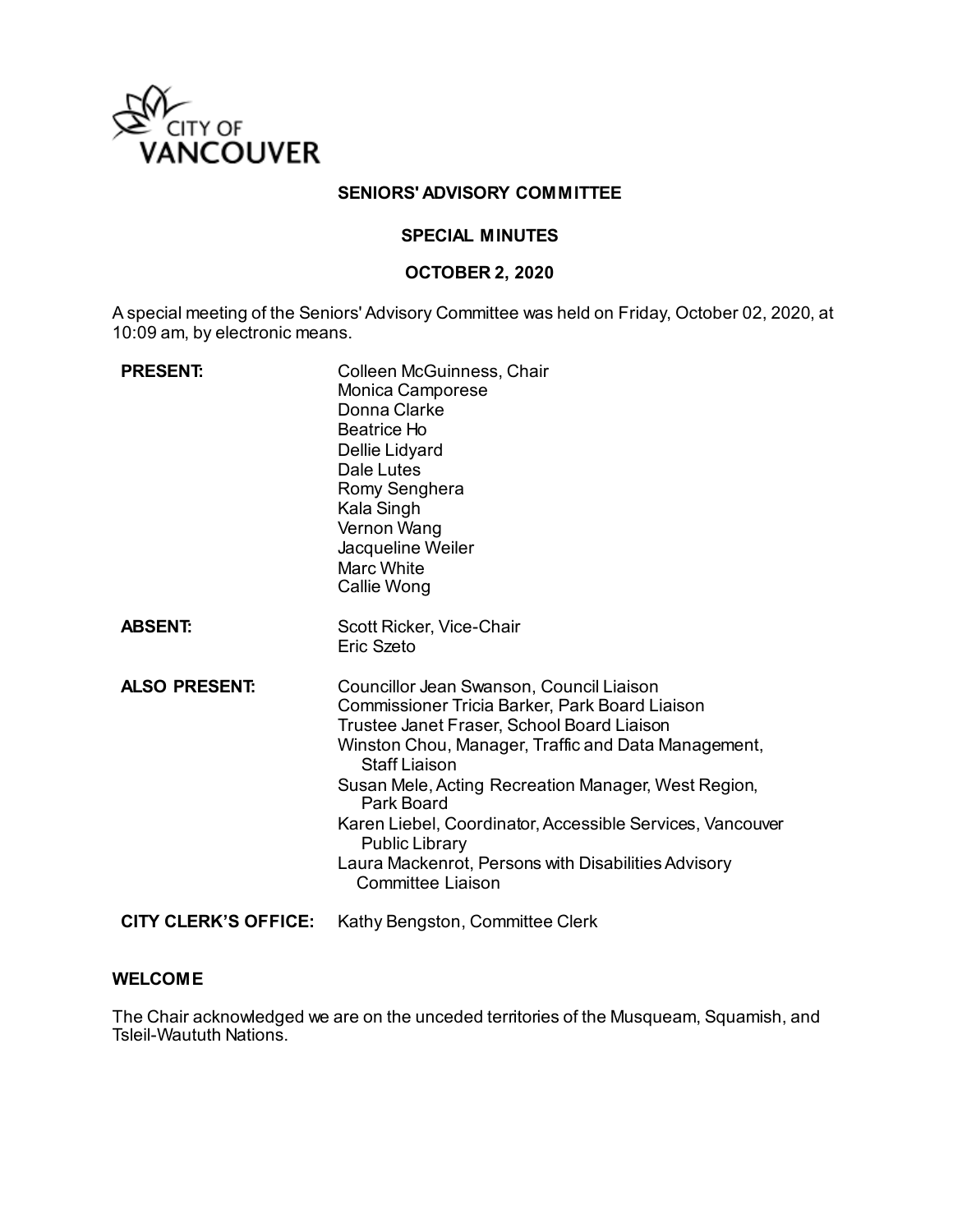CITY OF VANCOUVER

**SENIORS' ADVISORY COMMITTEE**

**SPECIAL MINUTES**

**OCTOBER 2, 2020**

A special meeting of the Seniors' Advisory Committee was held on Friday, October 02, 2020, at 10:09 am, by electronic means.

| | |
|---|---|
| **PRESENT:** | Colleen McGuinness, Chair<br>Monica Camporese<br>Donna Clarke<br>Beatrice Ho<br>Dellie Lidyard<br>Dale Lutes<br>Romy Senghera<br>Kala Singh<br>Vernon Wang<br>Jacqueline Weiler<br>Marc White<br>Callie Wong |
| **ABSENT:** | Scott Ricker, Vice-Chair<br>Eric Szeto |
| **ALSO PRESENT:** | Councillor Jean Swanson, Council Liaison<br>Commissioner Tricia Barker, Park Board Liaison<br>Trustee Janet Fraser, School Board Liaison<br>Winston Chou, Manager, Traffic and Data Management, Staff Liaison<br>Susan Mele, Acting Recreation Manager, West Region, Park Board<br>Karen Liebel, Coordinator, Accessible Services, Vancouver Public Library<br>Laura Mackenrot, Persons with Disabilities Advisory Committee Liaison |
| **CITY CLERK'S OFFICE:** | Kathy Bengston, Committee Clerk |

**WELCOME**

The Chair acknowledged we are on the unceded territories of the Musqueam, Squamish, and Tsleil-Waututh Nations.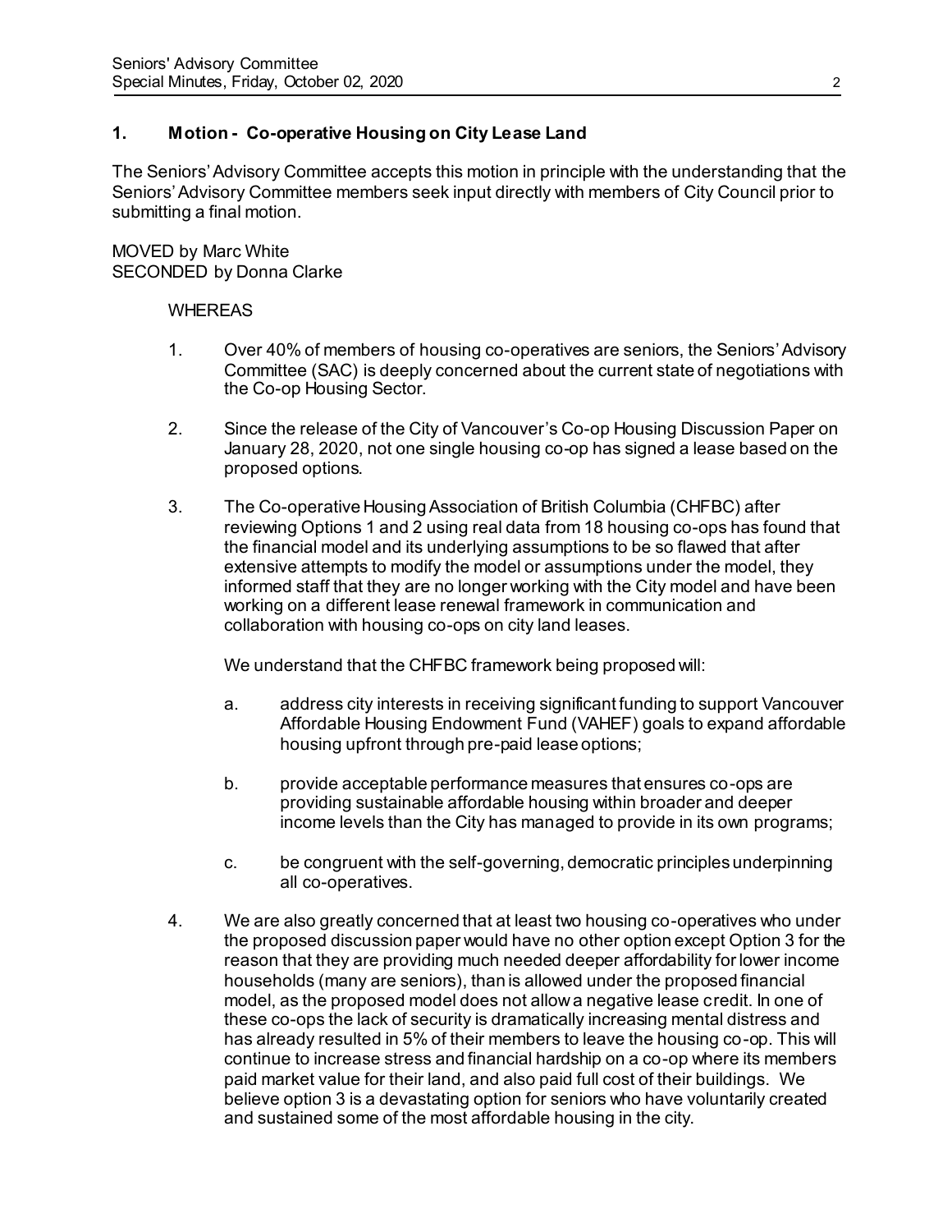## 1. Motion - Co-operative Housing on City Lease Land

The Seniors' Advisory Committee accepts this motion in principle with the understanding that the Seniors' Advisory Committee members seek input directly with members of City Council prior to submitting a final motion.

MOVED by Marc White
SECONDED by Donna Clarke

WHEREAS

1. Over 40% of members of housing co-operatives are seniors, the Seniors' Advisory Committee (SAC) is deeply concerned about the current state of negotiations with the Co-op Housing Sector.

2. Since the release of the City of Vancouver's Co-op Housing Discussion Paper on January 28, 2020, not one single housing co-op has signed a lease based on the proposed options.

3. The Co-operative Housing Association of British Columbia (CHFBC) after reviewing Options 1 and 2 using real data from 18 housing co-ops has found that the financial model and its underlying assumptions to be so flawed that after extensive attempts to modify the model or assumptions under the model, they informed staff that they are no longer working with the City model and have been working on a different lease renewal framework in communication and collaboration with housing co-ops on city land leases.

   We understand that the CHFBC framework being proposed will:

   a. address city interests in receiving significant funding to support Vancouver Affordable Housing Endowment Fund (VAHEF) goals to expand affordable housing upfront through pre-paid lease options;

   b. provide acceptable performance measures that ensures co-ops are providing sustainable affordable housing within broader and deeper income levels than the City has managed to provide in its own programs;

   c. be congruent with the self-governing, democratic principles underpinning all co-operatives.

4. We are also greatly concerned that at least two housing co-operatives who under the proposed discussion paper would have no other option except Option 3 for the reason that they are providing much needed deeper affordability for lower income households (many are seniors), than is allowed under the proposed financial model, as the proposed model does not allow a negative lease credit. In one of these co-ops the lack of security is dramatically increasing mental distress and has already resulted in 5% of their members to leave the housing co-op. This will continue to increase stress and financial hardship on a co-op where its members paid market value for their land, and also paid full cost of their buildings. We believe option 3 is a devastating option for seniors who have voluntarily created and sustained some of the most affordable housing in the city.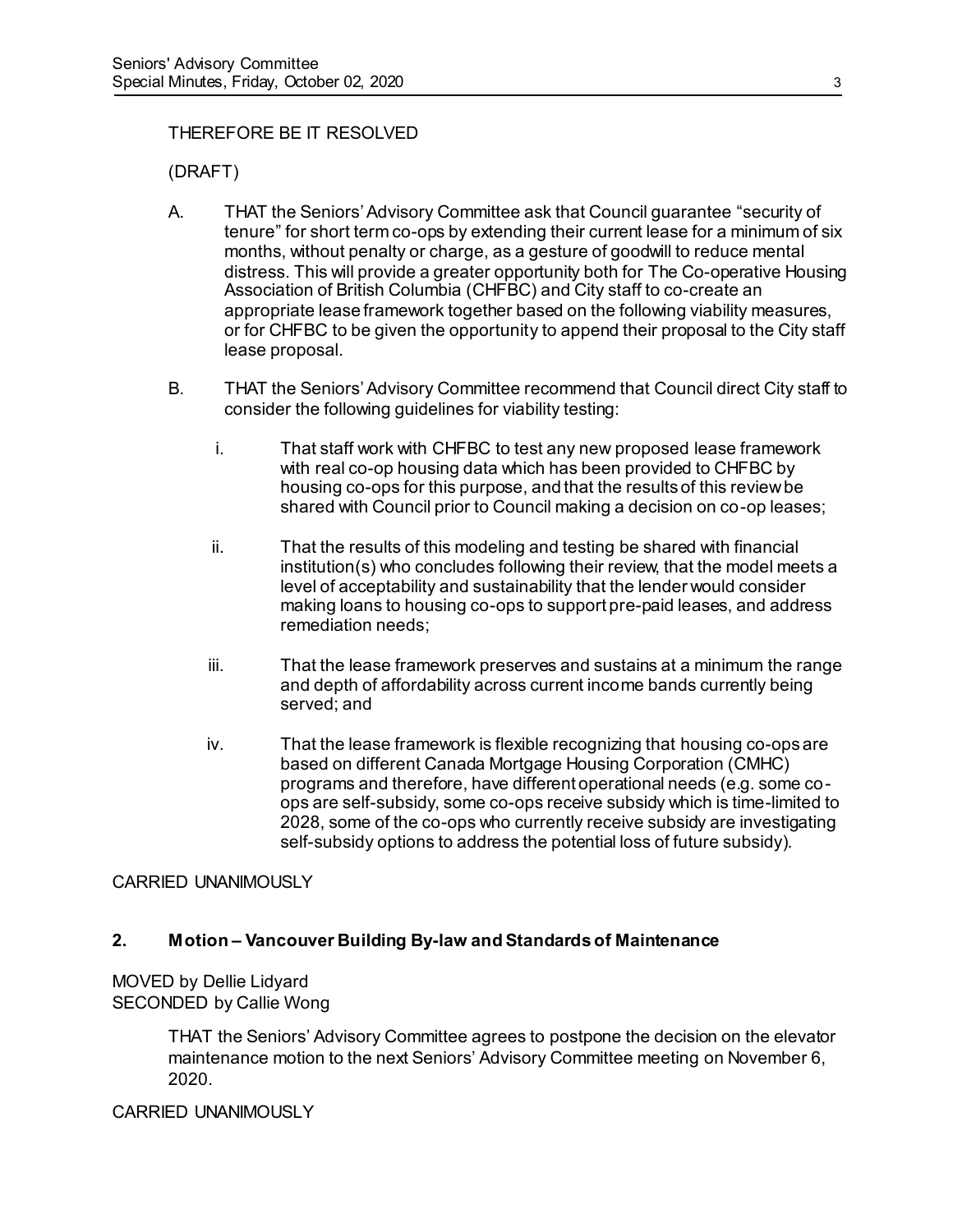THEREFORE BE IT RESOLVED

(DRAFT)

A. THAT the Seniors' Advisory Committee ask that Council guarantee "security of tenure" for short term co-ops by extending their current lease for a minimum of six months, without penalty or charge, as a gesture of goodwill to reduce mental distress. This will provide a greater opportunity both for The Co-operative Housing Association of British Columbia (CHFBC) and City staff to co-create an appropriate lease framework together based on the following viability measures, or for CHFBC to be given the opportunity to append their proposal to the City staff lease proposal.

B. THAT the Seniors' Advisory Committee recommend that Council direct City staff to consider the following guidelines for viability testing:

   i. That staff work with CHFBC to test any new proposed lease framework with real co-op housing data which has been provided to CHFBC by housing co-ops for this purpose, and that the results of this review be shared with Council prior to Council making a decision on co-op leases;

   ii. That the results of this modeling and testing be shared with financial institution(s) who concludes following their review, that the model meets a level of acceptability and sustainability that the lender would consider making loans to housing co-ops to support pre-paid leases, and address remediation needs;

   iii. That the lease framework preserves and sustains at a minimum the range and depth of affordability across current income bands currently being served; and

   iv. That the lease framework is flexible recognizing that housing co-ops are based on different Canada Mortgage Housing Corporation (CMHC) programs and therefore, have different operational needs (e.g. some co-ops are self-subsidy, some co-ops receive subsidy which is time-limited to 2028, some of the co-ops who currently receive subsidy are investigating self-subsidy options to address the potential loss of future subsidy).

CARRIED UNANIMOUSLY

**2. Motion – Vancouver Building By-law and Standards of Maintenance**

MOVED by Dellie Lidyard
SECONDED by Callie Wong

THAT the Seniors' Advisory Committee agrees to postpone the decision on the elevator maintenance motion to the next Seniors' Advisory Committee meeting on November 6, 2020.

CARRIED UNANIMOUSLY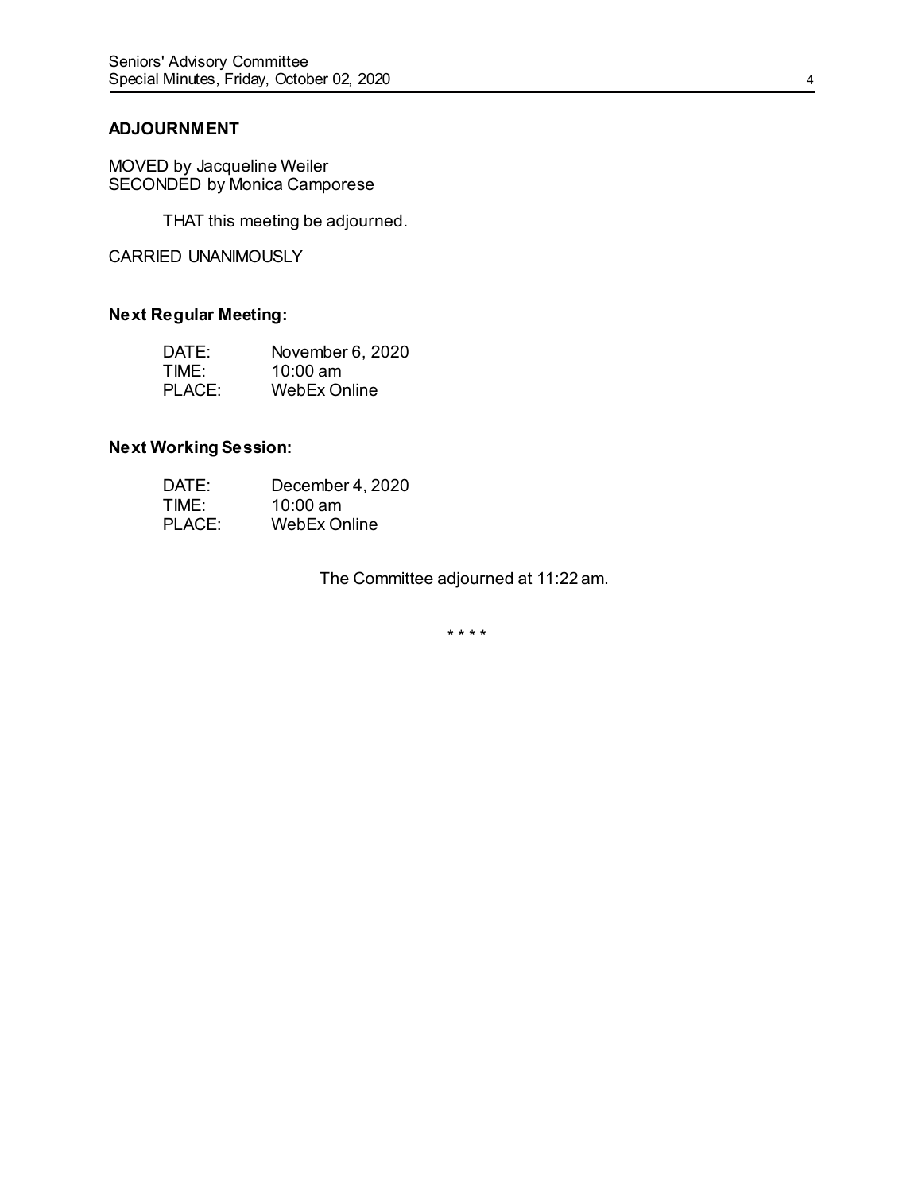## ADJOURNMENT

MOVED by Jacqueline Weiler
SECONDED by Monica Camporese

THAT this meeting be adjourned.

CARRIED UNANIMOUSLY

### Next Regular Meeting:

| | |
|---|---|
| DATE: | November 6, 2020 |
| TIME: | 10:00 am |
| PLACE: | WebEx Online |

### Next Working Session:

| | |
|---|---|
| DATE: | December 4, 2020 |
| TIME: | 10:00 am |
| PLACE: | WebEx Online |

The Committee adjourned at 11:22 am.

* * * *